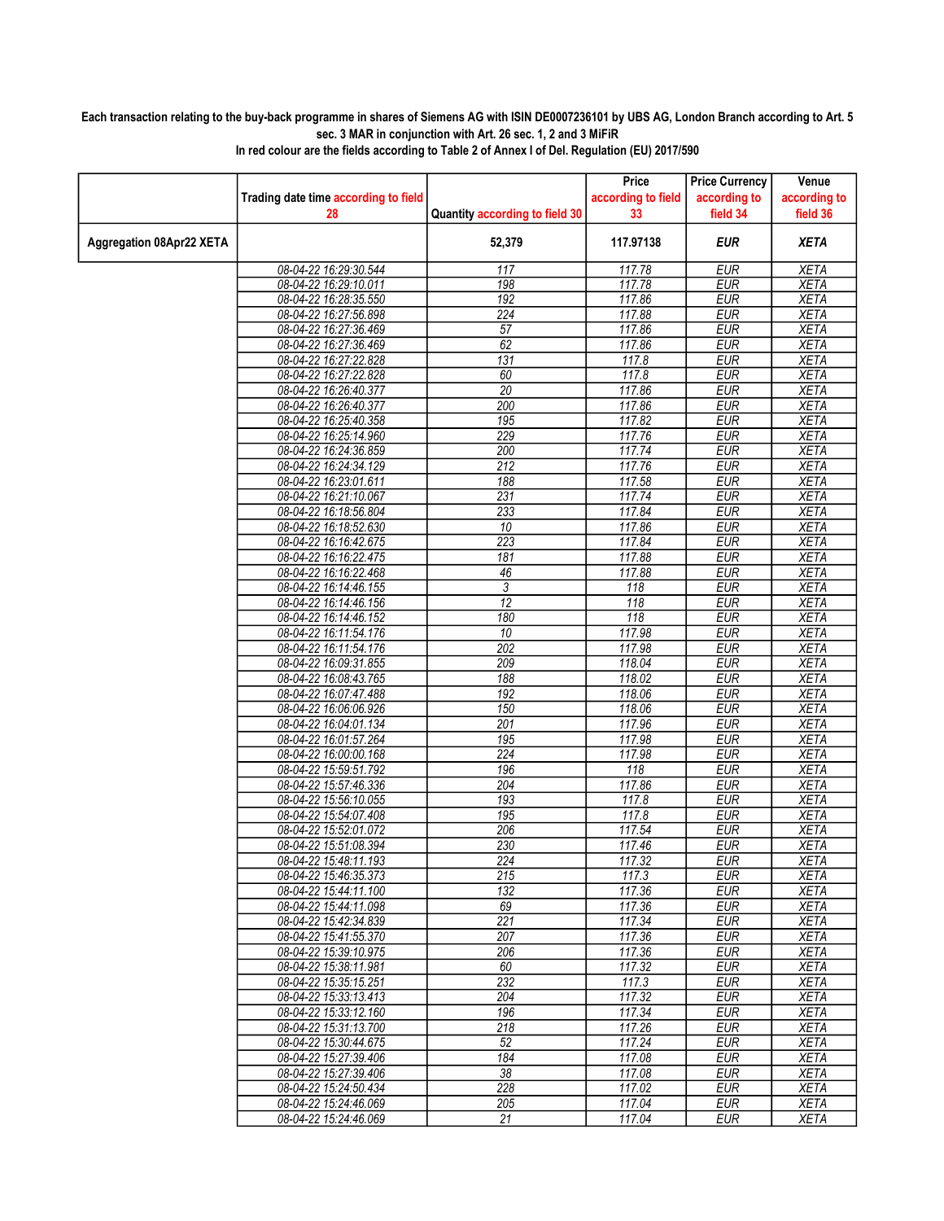**Each transaction relating to the buy-back programme in shares of Siemens AG with ISIN DE0007236101 by UBS AG, London Branch according to Art. 5 sec. 3 MAR in conjunction with Art. 26 sec. 1, 2 and 3 MiFiR**

**In red colour are the fields according to Table 2 of Annex I of Del. Regulation (EU) 2017/590**

| | Trading date time according to field 28 | Quantity according to field 30 | Price according to field 33 | Price Currency according to field 34 | Venue according to field 36 |
|---|---|---|---|---|---|
| **Aggregation 08Apr22 XETA** | | **52,379** | **117.97138** | ***EUR*** | ***XETA*** |
| | 08-04-22 16:29:30.544 | 117 | 117.78 | EUR | XETA |
| | 08-04-22 16:29:10.011 | 198 | 117.78 | EUR | XETA |
| | 08-04-22 16:28:35.550 | 192 | 117.86 | EUR | XETA |
| | 08-04-22 16:27:56.898 | 224 | 117.88 | EUR | XETA |
| | 08-04-22 16:27:36.469 | 57 | 117.86 | EUR | XETA |
| | 08-04-22 16:27:36.469 | 62 | 117.86 | EUR | XETA |
| | 08-04-22 16:27:22.828 | 131 | 117.8 | EUR | XETA |
| | 08-04-22 16:27:22.828 | 60 | 117.8 | EUR | XETA |
| | 08-04-22 16:26:40.377 | 20 | 117.86 | EUR | XETA |
| | 08-04-22 16:26:40.377 | 200 | 117.86 | EUR | XETA |
| | 08-04-22 16:25:40.358 | 195 | 117.82 | EUR | XETA |
| | 08-04-22 16:25:14.960 | 229 | 117.76 | EUR | XETA |
| | 08-04-22 16:24:36.859 | 200 | 117.74 | EUR | XETA |
| | 08-04-22 16:24:34.129 | 212 | 117.76 | EUR | XETA |
| | 08-04-22 16:23:01.611 | 188 | 117.58 | EUR | XETA |
| | 08-04-22 16:21:10.067 | 231 | 117.74 | EUR | XETA |
| | 08-04-22 16:18:56.804 | 233 | 117.84 | EUR | XETA |
| | 08-04-22 16:18:52.630 | 10 | 117.86 | EUR | XETA |
| | 08-04-22 16:16:42.675 | 223 | 117.84 | EUR | XETA |
| | 08-04-22 16:16:22.475 | 181 | 117.88 | EUR | XETA |
| | 08-04-22 16:16:22.468 | 46 | 117.88 | EUR | XETA |
| | 08-04-22 16:14:46.155 | 3 | 118 | EUR | XETA |
| | 08-04-22 16:14:46.156 | 12 | 118 | EUR | XETA |
| | 08-04-22 16:14:46.152 | 180 | 118 | EUR | XETA |
| | 08-04-22 16:11:54.176 | 10 | 117.98 | EUR | XETA |
| | 08-04-22 16:11:54.176 | 202 | 117.98 | EUR | XETA |
| | 08-04-22 16:09:31.855 | 209 | 118.04 | EUR | XETA |
| | 08-04-22 16:08:43.765 | 188 | 118.02 | EUR | XETA |
| | 08-04-22 16:07:47.488 | 192 | 118.06 | EUR | XETA |
| | 08-04-22 16:06:06.926 | 150 | 118.06 | EUR | XETA |
| | 08-04-22 16:04:01.134 | 201 | 117.96 | EUR | XETA |
| | 08-04-22 16:01:57.264 | 195 | 117.98 | EUR | XETA |
| | 08-04-22 16:00:00.168 | 224 | 117.98 | EUR | XETA |
| | 08-04-22 15:59:51.792 | 196 | 118 | EUR | XETA |
| | 08-04-22 15:57:46.336 | 204 | 117.86 | EUR | XETA |
| | 08-04-22 15:56:10.055 | 193 | 117.8 | EUR | XETA |
| | 08-04-22 15:54:07.408 | 195 | 117.8 | EUR | XETA |
| | 08-04-22 15:52:01.072 | 206 | 117.54 | EUR | XETA |
| | 08-04-22 15:51:08.394 | 230 | 117.46 | EUR | XETA |
| | 08-04-22 15:48:11.193 | 224 | 117.32 | EUR | XETA |
| | 08-04-22 15:46:35.373 | 215 | 117.3 | EUR | XETA |
| | 08-04-22 15:44:11.100 | 132 | 117.36 | EUR | XETA |
| | 08-04-22 15:44:11.098 | 69 | 117.36 | EUR | XETA |
| | 08-04-22 15:42:34.839 | 221 | 117.34 | EUR | XETA |
| | 08-04-22 15:41:55.370 | 207 | 117.36 | EUR | XETA |
| | 08-04-22 15:39:10.975 | 206 | 117.36 | EUR | XETA |
| | 08-04-22 15:38:11.981 | 60 | 117.32 | EUR | XETA |
| | 08-04-22 15:35:15.251 | 232 | 117.3 | EUR | XETA |
| | 08-04-22 15:33:13.413 | 204 | 117.32 | EUR | XETA |
| | 08-04-22 15:33:12.160 | 196 | 117.34 | EUR | XETA |
| | 08-04-22 15:31:13.700 | 218 | 117.26 | EUR | XETA |
| | 08-04-22 15:30:44.675 | 52 | 117.24 | EUR | XETA |
| | 08-04-22 15:27:39.406 | 184 | 117.08 | EUR | XETA |
| | 08-04-22 15:27:39.406 | 38 | 117.08 | EUR | XETA |
| | 08-04-22 15:24:50.434 | 228 | 117.02 | EUR | XETA |
| | 08-04-22 15:24:46.069 | 205 | 117.04 | EUR | XETA |
| | 08-04-22 15:24:46.069 | 21 | 117.04 | EUR | XETA |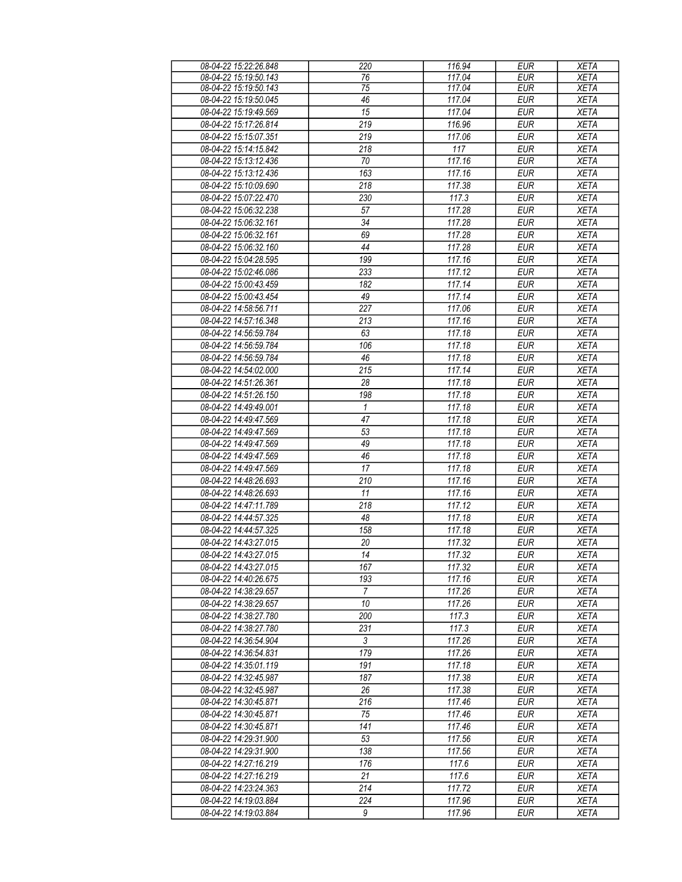| 08-04-22 15:22:26.848 | 220 | 116.94 | EUR | XETA |
|---|---|---|---|---|
| 08-04-22 15:19:50.143 | 76 | 117.04 | EUR | XETA |
| 08-04-22 15:19:50.143 | 75 | 117.04 | EUR | XETA |
| 08-04-22 15:19:50.045 | 46 | 117.04 | EUR | XETA |
| 08-04-22 15:19:49.569 | 15 | 117.04 | EUR | XETA |
| 08-04-22 15:17:26.814 | 219 | 116.96 | EUR | XETA |
| 08-04-22 15:15:07.351 | 219 | 117.06 | EUR | XETA |
| 08-04-22 15:14:15.842 | 218 | 117 | EUR | XETA |
| 08-04-22 15:13:12.436 | 70 | 117.16 | EUR | XETA |
| 08-04-22 15:13:12.436 | 163 | 117.16 | EUR | XETA |
| 08-04-22 15:10:09.690 | 218 | 117.38 | EUR | XETA |
| 08-04-22 15:07:22.470 | 230 | 117.3 | EUR | XETA |
| 08-04-22 15:06:32.238 | 57 | 117.28 | EUR | XETA |
| 08-04-22 15:06:32.161 | 34 | 117.28 | EUR | XETA |
| 08-04-22 15:06:32.161 | 69 | 117.28 | EUR | XETA |
| 08-04-22 15:06:32.160 | 44 | 117.28 | EUR | XETA |
| 08-04-22 15:04:28.595 | 199 | 117.16 | EUR | XETA |
| 08-04-22 15:02:46.086 | 233 | 117.12 | EUR | XETA |
| 08-04-22 15:00:43.459 | 182 | 117.14 | EUR | XETA |
| 08-04-22 15:00:43.454 | 49 | 117.14 | EUR | XETA |
| 08-04-22 14:58:56.711 | 227 | 117.06 | EUR | XETA |
| 08-04-22 14:57:16.348 | 213 | 117.16 | EUR | XETA |
| 08-04-22 14:56:59.784 | 63 | 117.18 | EUR | XETA |
| 08-04-22 14:56:59.784 | 106 | 117.18 | EUR | XETA |
| 08-04-22 14:56:59.784 | 46 | 117.18 | EUR | XETA |
| 08-04-22 14:54:02.000 | 215 | 117.14 | EUR | XETA |
| 08-04-22 14:51:26.361 | 28 | 117.18 | EUR | XETA |
| 08-04-22 14:51:26.150 | 198 | 117.18 | EUR | XETA |
| 08-04-22 14:49:49.001 | 1 | 117.18 | EUR | XETA |
| 08-04-22 14:49:47.569 | 47 | 117.18 | EUR | XETA |
| 08-04-22 14:49:47.569 | 53 | 117.18 | EUR | XETA |
| 08-04-22 14:49:47.569 | 49 | 117.18 | EUR | XETA |
| 08-04-22 14:49:47.569 | 46 | 117.18 | EUR | XETA |
| 08-04-22 14:49:47.569 | 17 | 117.18 | EUR | XETA |
| 08-04-22 14:48:26.693 | 210 | 117.16 | EUR | XETA |
| 08-04-22 14:48:26.693 | 11 | 117.16 | EUR | XETA |
| 08-04-22 14:47:11.789 | 218 | 117.12 | EUR | XETA |
| 08-04-22 14:44:57.325 | 48 | 117.18 | EUR | XETA |
| 08-04-22 14:44:57.325 | 158 | 117.18 | EUR | XETA |
| 08-04-22 14:43:27.015 | 20 | 117.32 | EUR | XETA |
| 08-04-22 14:43:27.015 | 14 | 117.32 | EUR | XETA |
| 08-04-22 14:43:27.015 | 167 | 117.32 | EUR | XETA |
| 08-04-22 14:40:26.675 | 193 | 117.16 | EUR | XETA |
| 08-04-22 14:38:29.657 | 7 | 117.26 | EUR | XETA |
| 08-04-22 14:38:29.657 | 10 | 117.26 | EUR | XETA |
| 08-04-22 14:38:27.780 | 200 | 117.3 | EUR | XETA |
| 08-04-22 14:38:27.780 | 231 | 117.3 | EUR | XETA |
| 08-04-22 14:36:54.904 | 3 | 117.26 | EUR | XETA |
| 08-04-22 14:36:54.831 | 179 | 117.26 | EUR | XETA |
| 08-04-22 14:35:01.119 | 191 | 117.18 | EUR | XETA |
| 08-04-22 14:32:45.987 | 187 | 117.38 | EUR | XETA |
| 08-04-22 14:32:45.987 | 26 | 117.38 | EUR | XETA |
| 08-04-22 14:30:45.871 | 216 | 117.46 | EUR | XETA |
| 08-04-22 14:30:45.871 | 75 | 117.46 | EUR | XETA |
| 08-04-22 14:30:45.871 | 141 | 117.46 | EUR | XETA |
| 08-04-22 14:29:31.900 | 53 | 117.56 | EUR | XETA |
| 08-04-22 14:29:31.900 | 138 | 117.56 | EUR | XETA |
| 08-04-22 14:27:16.219 | 176 | 117.6 | EUR | XETA |
| 08-04-22 14:27:16.219 | 21 | 117.6 | EUR | XETA |
| 08-04-22 14:23:24.363 | 214 | 117.72 | EUR | XETA |
| 08-04-22 14:19:03.884 | 224 | 117.96 | EUR | XETA |
| 08-04-22 14:19:03.884 | 9 | 117.96 | EUR | XETA |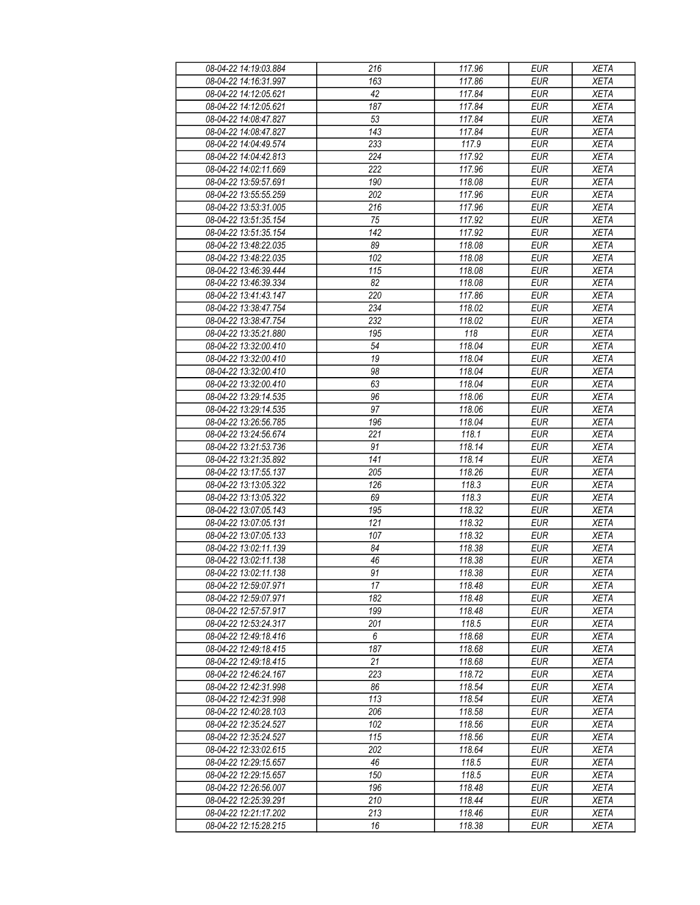| 08-04-22 14:19:03.884 | 216 | 117.96 | EUR | XETA |
|---|---|---|---|---|
| 08-04-22 14:16:31.997 | 163 | 117.86 | EUR | XETA |
| 08-04-22 14:12:05.621 | 42 | 117.84 | EUR | XETA |
| 08-04-22 14:12:05.621 | 187 | 117.84 | EUR | XETA |
| 08-04-22 14:08:47.827 | 53 | 117.84 | EUR | XETA |
| 08-04-22 14:08:47.827 | 143 | 117.84 | EUR | XETA |
| 08-04-22 14:04:49.574 | 233 | 117.9 | EUR | XETA |
| 08-04-22 14:04:42.813 | 224 | 117.92 | EUR | XETA |
| 08-04-22 14:02:11.669 | 222 | 117.96 | EUR | XETA |
| 08-04-22 13:59:57.691 | 190 | 118.08 | EUR | XETA |
| 08-04-22 13:55:55.259 | 202 | 117.96 | EUR | XETA |
| 08-04-22 13:53:31.005 | 216 | 117.96 | EUR | XETA |
| 08-04-22 13:51:35.154 | 75 | 117.92 | EUR | XETA |
| 08-04-22 13:51:35.154 | 142 | 117.92 | EUR | XETA |
| 08-04-22 13:48:22.035 | 89 | 118.08 | EUR | XETA |
| 08-04-22 13:48:22.035 | 102 | 118.08 | EUR | XETA |
| 08-04-22 13:46:39.444 | 115 | 118.08 | EUR | XETA |
| 08-04-22 13:46:39.334 | 82 | 118.08 | EUR | XETA |
| 08-04-22 13:41:43.147 | 220 | 117.86 | EUR | XETA |
| 08-04-22 13:38:47.754 | 234 | 118.02 | EUR | XETA |
| 08-04-22 13:38:47.754 | 232 | 118.02 | EUR | XETA |
| 08-04-22 13:35:21.880 | 195 | 118 | EUR | XETA |
| 08-04-22 13:32:00.410 | 54 | 118.04 | EUR | XETA |
| 08-04-22 13:32:00.410 | 19 | 118.04 | EUR | XETA |
| 08-04-22 13:32:00.410 | 98 | 118.04 | EUR | XETA |
| 08-04-22 13:32:00.410 | 63 | 118.04 | EUR | XETA |
| 08-04-22 13:29:14.535 | 96 | 118.06 | EUR | XETA |
| 08-04-22 13:29:14.535 | 97 | 118.06 | EUR | XETA |
| 08-04-22 13:26:56.785 | 196 | 118.04 | EUR | XETA |
| 08-04-22 13:24:56.674 | 221 | 118.1 | EUR | XETA |
| 08-04-22 13:21:53.736 | 91 | 118.14 | EUR | XETA |
| 08-04-22 13:21:35.892 | 141 | 118.14 | EUR | XETA |
| 08-04-22 13:17:55.137 | 205 | 118.26 | EUR | XETA |
| 08-04-22 13:13:05.322 | 126 | 118.3 | EUR | XETA |
| 08-04-22 13:13:05.322 | 69 | 118.3 | EUR | XETA |
| 08-04-22 13:07:05.143 | 195 | 118.32 | EUR | XETA |
| 08-04-22 13:07:05.131 | 121 | 118.32 | EUR | XETA |
| 08-04-22 13:07:05.133 | 107 | 118.32 | EUR | XETA |
| 08-04-22 13:02:11.139 | 84 | 118.38 | EUR | XETA |
| 08-04-22 13:02:11.138 | 46 | 118.38 | EUR | XETA |
| 08-04-22 13:02:11.138 | 91 | 118.38 | EUR | XETA |
| 08-04-22 12:59:07.971 | 17 | 118.48 | EUR | XETA |
| 08-04-22 12:59:07.971 | 182 | 118.48 | EUR | XETA |
| 08-04-22 12:57:57.917 | 199 | 118.48 | EUR | XETA |
| 08-04-22 12:53:24.317 | 201 | 118.5 | EUR | XETA |
| 08-04-22 12:49:18.416 | 6 | 118.68 | EUR | XETA |
| 08-04-22 12:49:18.415 | 187 | 118.68 | EUR | XETA |
| 08-04-22 12:49:18.415 | 21 | 118.68 | EUR | XETA |
| 08-04-22 12:46:24.167 | 223 | 118.72 | EUR | XETA |
| 08-04-22 12:42:31.998 | 86 | 118.54 | EUR | XETA |
| 08-04-22 12:42:31.998 | 113 | 118.54 | EUR | XETA |
| 08-04-22 12:40:28.103 | 206 | 118.58 | EUR | XETA |
| 08-04-22 12:35:24.527 | 102 | 118.56 | EUR | XETA |
| 08-04-22 12:35:24.527 | 115 | 118.56 | EUR | XETA |
| 08-04-22 12:33:02.615 | 202 | 118.64 | EUR | XETA |
| 08-04-22 12:29:15.657 | 46 | 118.5 | EUR | XETA |
| 08-04-22 12:29:15.657 | 150 | 118.5 | EUR | XETA |
| 08-04-22 12:26:56.007 | 196 | 118.48 | EUR | XETA |
| 08-04-22 12:25:39.291 | 210 | 118.44 | EUR | XETA |
| 08-04-22 12:21:17.202 | 213 | 118.46 | EUR | XETA |
| 08-04-22 12:15:28.215 | 16 | 118.38 | EUR | XETA |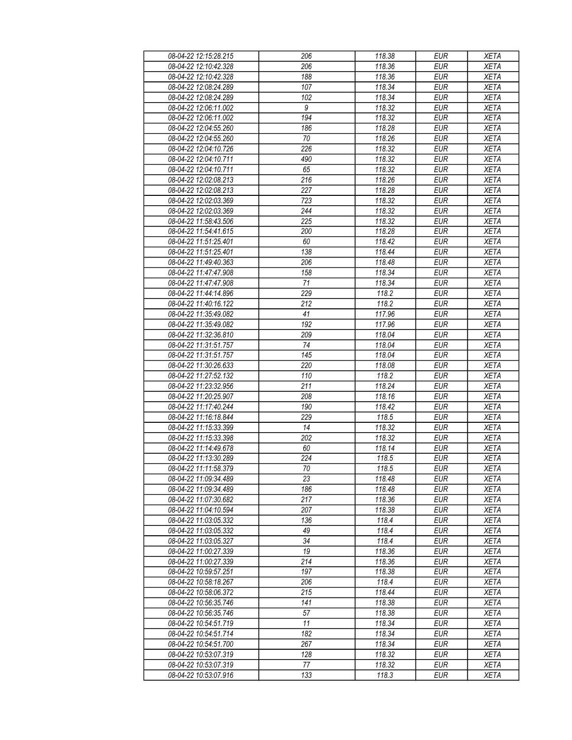| 08-04-22 12:15:28.215 | 206 | 118.38 | EUR | XETA |
|---|---|---|---|---|
| 08-04-22 12:10:42.328 | 206 | 118.36 | EUR | XETA |
| 08-04-22 12:10:42.328 | 188 | 118.36 | EUR | XETA |
| 08-04-22 12:08:24.289 | 107 | 118.34 | EUR | XETA |
| 08-04-22 12:08:24.289 | 102 | 118.34 | EUR | XETA |
| 08-04-22 12:06:11.002 | 9 | 118.32 | EUR | XETA |
| 08-04-22 12:06:11.002 | 194 | 118.32 | EUR | XETA |
| 08-04-22 12:04:55.260 | 186 | 118.28 | EUR | XETA |
| 08-04-22 12:04:55.260 | 70 | 118.26 | EUR | XETA |
| 08-04-22 12:04:10.726 | 226 | 118.32 | EUR | XETA |
| 08-04-22 12:04:10.711 | 490 | 118.32 | EUR | XETA |
| 08-04-22 12:04:10.711 | 65 | 118.32 | EUR | XETA |
| 08-04-22 12:02:08.213 | 216 | 118.26 | EUR | XETA |
| 08-04-22 12:02:08.213 | 227 | 118.28 | EUR | XETA |
| 08-04-22 12:02:03.369 | 723 | 118.32 | EUR | XETA |
| 08-04-22 12:02:03.369 | 244 | 118.32 | EUR | XETA |
| 08-04-22 11:58:43.506 | 225 | 118.32 | EUR | XETA |
| 08-04-22 11:54:41.615 | 200 | 118.28 | EUR | XETA |
| 08-04-22 11:51:25.401 | 60 | 118.42 | EUR | XETA |
| 08-04-22 11:51:25.401 | 138 | 118.44 | EUR | XETA |
| 08-04-22 11:49:40.363 | 206 | 118.48 | EUR | XETA |
| 08-04-22 11:47:47.908 | 158 | 118.34 | EUR | XETA |
| 08-04-22 11:47:47.908 | 71 | 118.34 | EUR | XETA |
| 08-04-22 11:44:14.896 | 229 | 118.2 | EUR | XETA |
| 08-04-22 11:40:16.122 | 212 | 118.2 | EUR | XETA |
| 08-04-22 11:35:49.082 | 41 | 117.96 | EUR | XETA |
| 08-04-22 11:35:49.082 | 192 | 117.96 | EUR | XETA |
| 08-04-22 11:32:36.810 | 209 | 118.04 | EUR | XETA |
| 08-04-22 11:31:51.757 | 74 | 118.04 | EUR | XETA |
| 08-04-22 11:31:51.757 | 145 | 118.04 | EUR | XETA |
| 08-04-22 11:30:26.633 | 220 | 118.08 | EUR | XETA |
| 08-04-22 11:27:52.132 | 110 | 118.2 | EUR | XETA |
| 08-04-22 11:23:32.956 | 211 | 118.24 | EUR | XETA |
| 08-04-22 11:20:25.907 | 208 | 118.16 | EUR | XETA |
| 08-04-22 11:17:40.244 | 190 | 118.42 | EUR | XETA |
| 08-04-22 11:16:18.844 | 229 | 118.5 | EUR | XETA |
| 08-04-22 11:15:33.399 | 14 | 118.32 | EUR | XETA |
| 08-04-22 11:15:33.398 | 202 | 118.32 | EUR | XETA |
| 08-04-22 11:14:49.678 | 60 | 118.14 | EUR | XETA |
| 08-04-22 11:13:30.289 | 224 | 118.5 | EUR | XETA |
| 08-04-22 11:11:58.379 | 70 | 118.5 | EUR | XETA |
| 08-04-22 11:09:34.489 | 23 | 118.48 | EUR | XETA |
| 08-04-22 11:09:34.489 | 186 | 118.48 | EUR | XETA |
| 08-04-22 11:07:30.682 | 217 | 118.36 | EUR | XETA |
| 08-04-22 11:04:10.594 | 207 | 118.38 | EUR | XETA |
| 08-04-22 11:03:05.332 | 136 | 118.4 | EUR | XETA |
| 08-04-22 11:03:05.332 | 49 | 118.4 | EUR | XETA |
| 08-04-22 11:03:05.327 | 34 | 118.4 | EUR | XETA |
| 08-04-22 11:00:27.339 | 19 | 118.36 | EUR | XETA |
| 08-04-22 11:00:27.339 | 214 | 118.36 | EUR | XETA |
| 08-04-22 10:59:57.251 | 197 | 118.38 | EUR | XETA |
| 08-04-22 10:58:18.267 | 206 | 118.4 | EUR | XETA |
| 08-04-22 10:58:06.372 | 215 | 118.44 | EUR | XETA |
| 08-04-22 10:56:35.746 | 141 | 118.38 | EUR | XETA |
| 08-04-22 10:56:35.746 | 57 | 118.38 | EUR | XETA |
| 08-04-22 10:54:51.719 | 11 | 118.34 | EUR | XETA |
| 08-04-22 10:54:51.714 | 182 | 118.34 | EUR | XETA |
| 08-04-22 10:54:51.700 | 267 | 118.34 | EUR | XETA |
| 08-04-22 10:53:07.319 | 128 | 118.32 | EUR | XETA |
| 08-04-22 10:53:07.319 | 77 | 118.32 | EUR | XETA |
| 08-04-22 10:53:07.916 | 133 | 118.3 | EUR | XETA |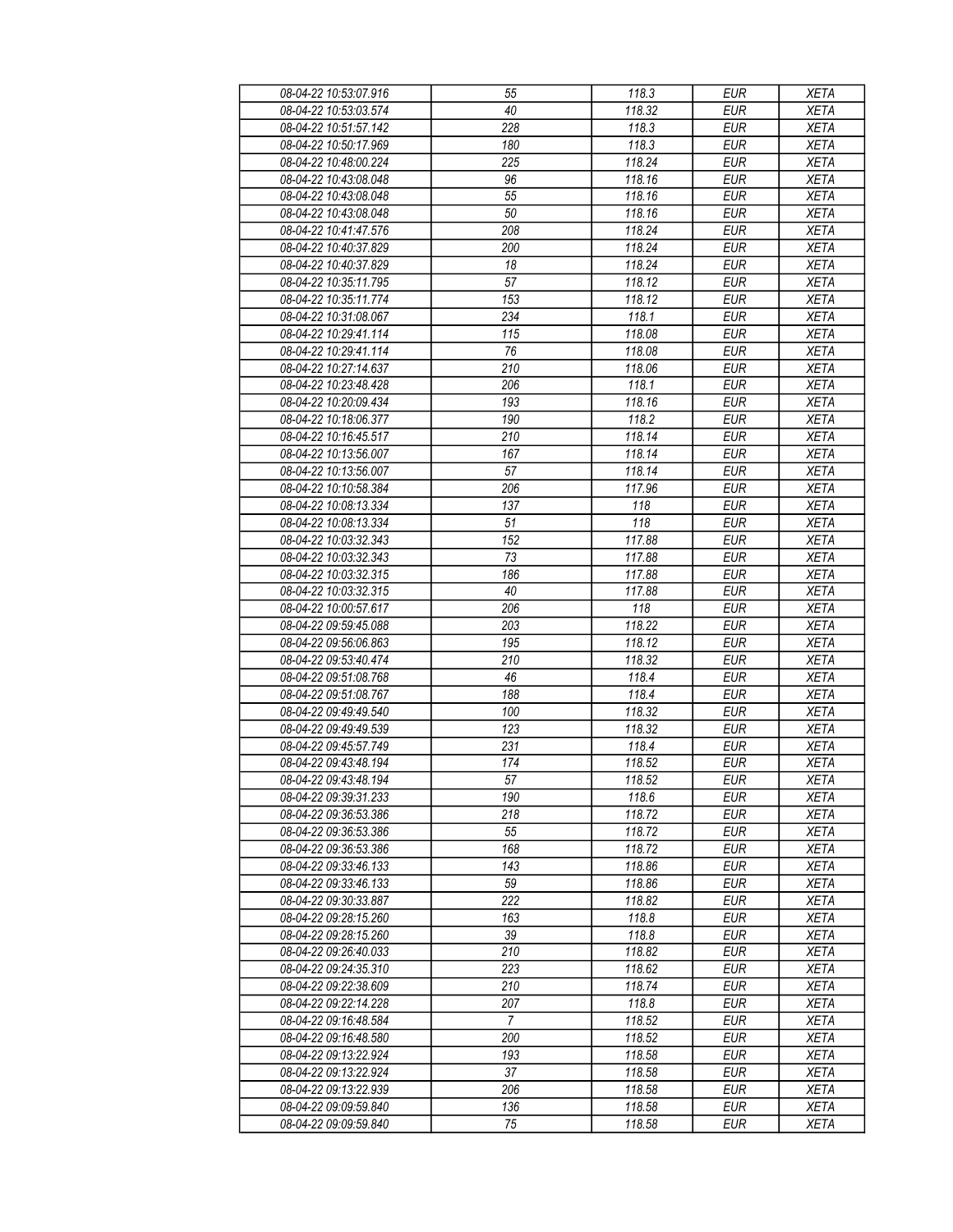| | | | | |
|---|---|---|---|---|
| 08-04-22 10:53:07.916 | 55 | 118.3 | EUR | XETA |
| 08-04-22 10:53:03.574 | 40 | 118.32 | EUR | XETA |
| 08-04-22 10:51:57.142 | 228 | 118.3 | EUR | XETA |
| 08-04-22 10:50:17.969 | 180 | 118.3 | EUR | XETA |
| 08-04-22 10:48:00.224 | 225 | 118.24 | EUR | XETA |
| 08-04-22 10:43:08.048 | 96 | 118.16 | EUR | XETA |
| 08-04-22 10:43:08.048 | 55 | 118.16 | EUR | XETA |
| 08-04-22 10:43:08.048 | 50 | 118.16 | EUR | XETA |
| 08-04-22 10:41:47.576 | 208 | 118.24 | EUR | XETA |
| 08-04-22 10:40:37.829 | 200 | 118.24 | EUR | XETA |
| 08-04-22 10:40:37.829 | 18 | 118.24 | EUR | XETA |
| 08-04-22 10:35:11.795 | 57 | 118.12 | EUR | XETA |
| 08-04-22 10:35:11.774 | 153 | 118.12 | EUR | XETA |
| 08-04-22 10:31:08.067 | 234 | 118.1 | EUR | XETA |
| 08-04-22 10:29:41.114 | 115 | 118.08 | EUR | XETA |
| 08-04-22 10:29:41.114 | 76 | 118.08 | EUR | XETA |
| 08-04-22 10:27:14.637 | 210 | 118.06 | EUR | XETA |
| 08-04-22 10:23:48.428 | 206 | 118.1 | EUR | XETA |
| 08-04-22 10:20:09.434 | 193 | 118.16 | EUR | XETA |
| 08-04-22 10:18:06.377 | 190 | 118.2 | EUR | XETA |
| 08-04-22 10:16:45.517 | 210 | 118.14 | EUR | XETA |
| 08-04-22 10:13:56.007 | 167 | 118.14 | EUR | XETA |
| 08-04-22 10:13:56.007 | 57 | 118.14 | EUR | XETA |
| 08-04-22 10:10:58.384 | 206 | 117.96 | EUR | XETA |
| 08-04-22 10:08:13.334 | 137 | 118 | EUR | XETA |
| 08-04-22 10:08:13.334 | 51 | 118 | EUR | XETA |
| 08-04-22 10:03:32.343 | 152 | 117.88 | EUR | XETA |
| 08-04-22 10:03:32.343 | 73 | 117.88 | EUR | XETA |
| 08-04-22 10:03:32.315 | 186 | 117.88 | EUR | XETA |
| 08-04-22 10:03:32.315 | 40 | 117.88 | EUR | XETA |
| 08-04-22 10:00:57.617 | 206 | 118 | EUR | XETA |
| 08-04-22 09:59:45.088 | 203 | 118.22 | EUR | XETA |
| 08-04-22 09:56:06.863 | 195 | 118.12 | EUR | XETA |
| 08-04-22 09:53:40.474 | 210 | 118.32 | EUR | XETA |
| 08-04-22 09:51:08.768 | 46 | 118.4 | EUR | XETA |
| 08-04-22 09:51:08.767 | 188 | 118.4 | EUR | XETA |
| 08-04-22 09:49:49.540 | 100 | 118.32 | EUR | XETA |
| 08-04-22 09:49:49.539 | 123 | 118.32 | EUR | XETA |
| 08-04-22 09:45:57.749 | 231 | 118.4 | EUR | XETA |
| 08-04-22 09:43:48.194 | 174 | 118.52 | EUR | XETA |
| 08-04-22 09:43:48.194 | 57 | 118.52 | EUR | XETA |
| 08-04-22 09:39:31.233 | 190 | 118.6 | EUR | XETA |
| 08-04-22 09:36:53.386 | 218 | 118.72 | EUR | XETA |
| 08-04-22 09:36:53.386 | 55 | 118.72 | EUR | XETA |
| 08-04-22 09:36:53.386 | 168 | 118.72 | EUR | XETA |
| 08-04-22 09:33:46.133 | 143 | 118.86 | EUR | XETA |
| 08-04-22 09:33:46.133 | 59 | 118.86 | EUR | XETA |
| 08-04-22 09:30:33.887 | 222 | 118.82 | EUR | XETA |
| 08-04-22 09:28:15.260 | 163 | 118.8 | EUR | XETA |
| 08-04-22 09:28:15.260 | 39 | 118.8 | EUR | XETA |
| 08-04-22 09:26:40.033 | 210 | 118.82 | EUR | XETA |
| 08-04-22 09:24:35.310 | 223 | 118.62 | EUR | XETA |
| 08-04-22 09:22:38.609 | 210 | 118.74 | EUR | XETA |
| 08-04-22 09:22:14.228 | 207 | 118.8 | EUR | XETA |
| 08-04-22 09:16:48.584 | 7 | 118.52 | EUR | XETA |
| 08-04-22 09:16:48.580 | 200 | 118.52 | EUR | XETA |
| 08-04-22 09:13:22.924 | 193 | 118.58 | EUR | XETA |
| 08-04-22 09:13:22.924 | 37 | 118.58 | EUR | XETA |
| 08-04-22 09:13:22.939 | 206 | 118.58 | EUR | XETA |
| 08-04-22 09:09:59.840 | 136 | 118.58 | EUR | XETA |
| 08-04-22 09:09:59.840 | 75 | 118.58 | EUR | XETA |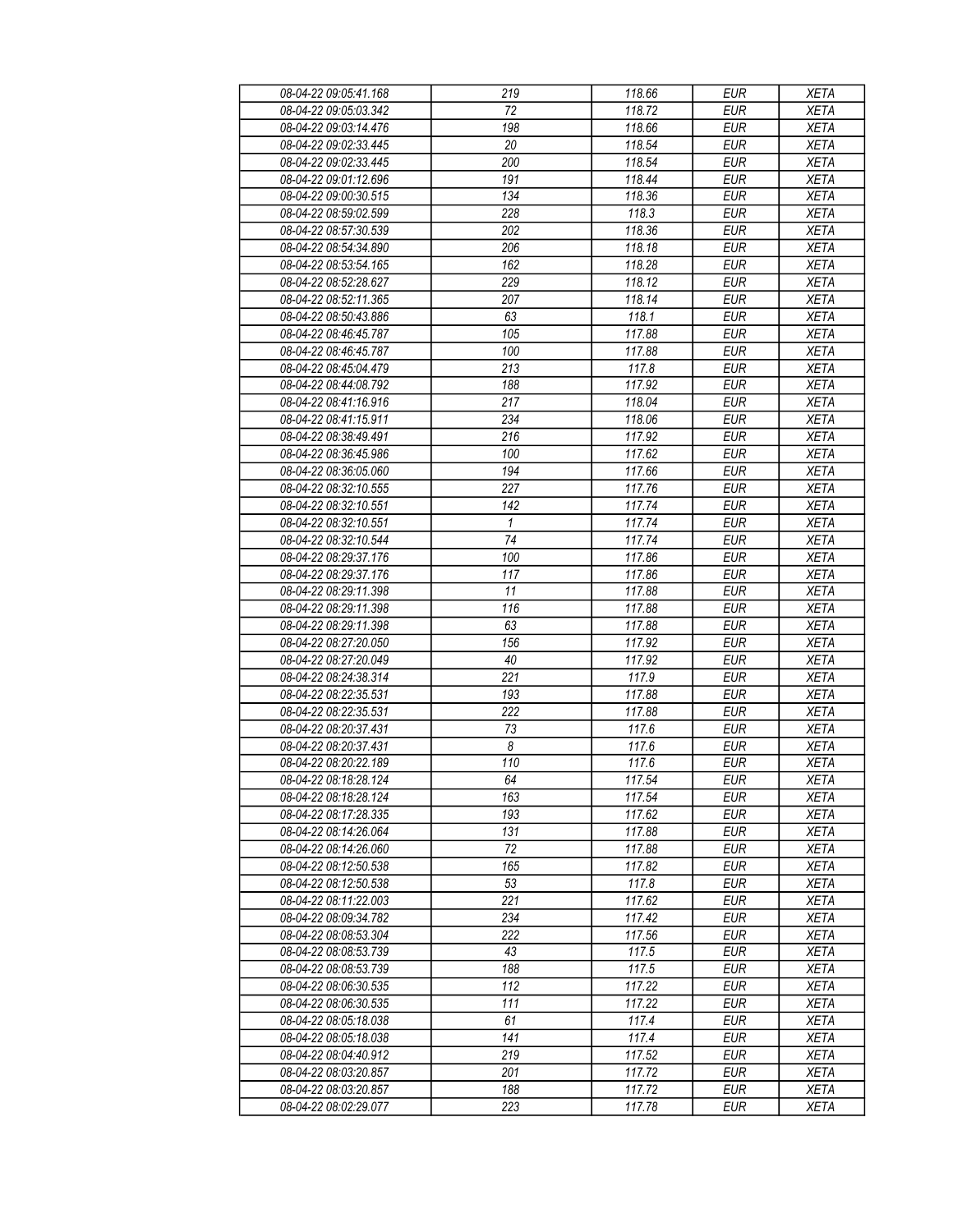| 08-04-22 09:05:41.168 | 219 | 118.66 | EUR | XETA |
|---|---|---|---|---|
| 08-04-22 09:05:03.342 | 72 | 118.72 | EUR | XETA |
| 08-04-22 09:03:14.476 | 198 | 118.66 | EUR | XETA |
| 08-04-22 09:02:33.445 | 20 | 118.54 | EUR | XETA |
| 08-04-22 09:02:33.445 | 200 | 118.54 | EUR | XETA |
| 08-04-22 09:01:12.696 | 191 | 118.44 | EUR | XETA |
| 08-04-22 09:00:30.515 | 134 | 118.36 | EUR | XETA |
| 08-04-22 08:59:02.599 | 228 | 118.3 | EUR | XETA |
| 08-04-22 08:57:30.539 | 202 | 118.36 | EUR | XETA |
| 08-04-22 08:54:34.890 | 206 | 118.18 | EUR | XETA |
| 08-04-22 08:53:54.165 | 162 | 118.28 | EUR | XETA |
| 08-04-22 08:52:28.627 | 229 | 118.12 | EUR | XETA |
| 08-04-22 08:52:11.365 | 207 | 118.14 | EUR | XETA |
| 08-04-22 08:50:43.886 | 63 | 118.1 | EUR | XETA |
| 08-04-22 08:46:45.787 | 105 | 117.88 | EUR | XETA |
| 08-04-22 08:46:45.787 | 100 | 117.88 | EUR | XETA |
| 08-04-22 08:45:04.479 | 213 | 117.8 | EUR | XETA |
| 08-04-22 08:44:08.792 | 188 | 117.92 | EUR | XETA |
| 08-04-22 08:41:16.916 | 217 | 118.04 | EUR | XETA |
| 08-04-22 08:41:15.911 | 234 | 118.06 | EUR | XETA |
| 08-04-22 08:38:49.491 | 216 | 117.92 | EUR | XETA |
| 08-04-22 08:36:45.986 | 100 | 117.62 | EUR | XETA |
| 08-04-22 08:36:05.060 | 194 | 117.66 | EUR | XETA |
| 08-04-22 08:32:10.555 | 227 | 117.76 | EUR | XETA |
| 08-04-22 08:32:10.551 | 142 | 117.74 | EUR | XETA |
| 08-04-22 08:32:10.551 | 1 | 117.74 | EUR | XETA |
| 08-04-22 08:32:10.544 | 74 | 117.74 | EUR | XETA |
| 08-04-22 08:29:37.176 | 100 | 117.86 | EUR | XETA |
| 08-04-22 08:29:37.176 | 117 | 117.86 | EUR | XETA |
| 08-04-22 08:29:11.398 | 11 | 117.88 | EUR | XETA |
| 08-04-22 08:29:11.398 | 116 | 117.88 | EUR | XETA |
| 08-04-22 08:29:11.398 | 63 | 117.88 | EUR | XETA |
| 08-04-22 08:27:20.050 | 156 | 117.92 | EUR | XETA |
| 08-04-22 08:27:20.049 | 40 | 117.92 | EUR | XETA |
| 08-04-22 08:24:38.314 | 221 | 117.9 | EUR | XETA |
| 08-04-22 08:22:35.531 | 193 | 117.88 | EUR | XETA |
| 08-04-22 08:22:35.531 | 222 | 117.88 | EUR | XETA |
| 08-04-22 08:20:37.431 | 73 | 117.6 | EUR | XETA |
| 08-04-22 08:20:37.431 | 8 | 117.6 | EUR | XETA |
| 08-04-22 08:20:22.189 | 110 | 117.6 | EUR | XETA |
| 08-04-22 08:18:28.124 | 64 | 117.54 | EUR | XETA |
| 08-04-22 08:18:28.124 | 163 | 117.54 | EUR | XETA |
| 08-04-22 08:17:28.335 | 193 | 117.62 | EUR | XETA |
| 08-04-22 08:14:26.064 | 131 | 117.88 | EUR | XETA |
| 08-04-22 08:14:26.060 | 72 | 117.88 | EUR | XETA |
| 08-04-22 08:12:50.538 | 165 | 117.82 | EUR | XETA |
| 08-04-22 08:12:50.538 | 53 | 117.8 | EUR | XETA |
| 08-04-22 08:11:22.003 | 221 | 117.62 | EUR | XETA |
| 08-04-22 08:09:34.782 | 234 | 117.42 | EUR | XETA |
| 08-04-22 08:08:53.304 | 222 | 117.56 | EUR | XETA |
| 08-04-22 08:08:53.739 | 43 | 117.5 | EUR | XETA |
| 08-04-22 08:08:53.739 | 188 | 117.5 | EUR | XETA |
| 08-04-22 08:06:30.535 | 112 | 117.22 | EUR | XETA |
| 08-04-22 08:06:30.535 | 111 | 117.22 | EUR | XETA |
| 08-04-22 08:05:18.038 | 61 | 117.4 | EUR | XETA |
| 08-04-22 08:05:18.038 | 141 | 117.4 | EUR | XETA |
| 08-04-22 08:04:40.912 | 219 | 117.52 | EUR | XETA |
| 08-04-22 08:03:20.857 | 201 | 117.72 | EUR | XETA |
| 08-04-22 08:03:20.857 | 188 | 117.72 | EUR | XETA |
| 08-04-22 08:02:29.077 | 223 | 117.78 | EUR | XETA |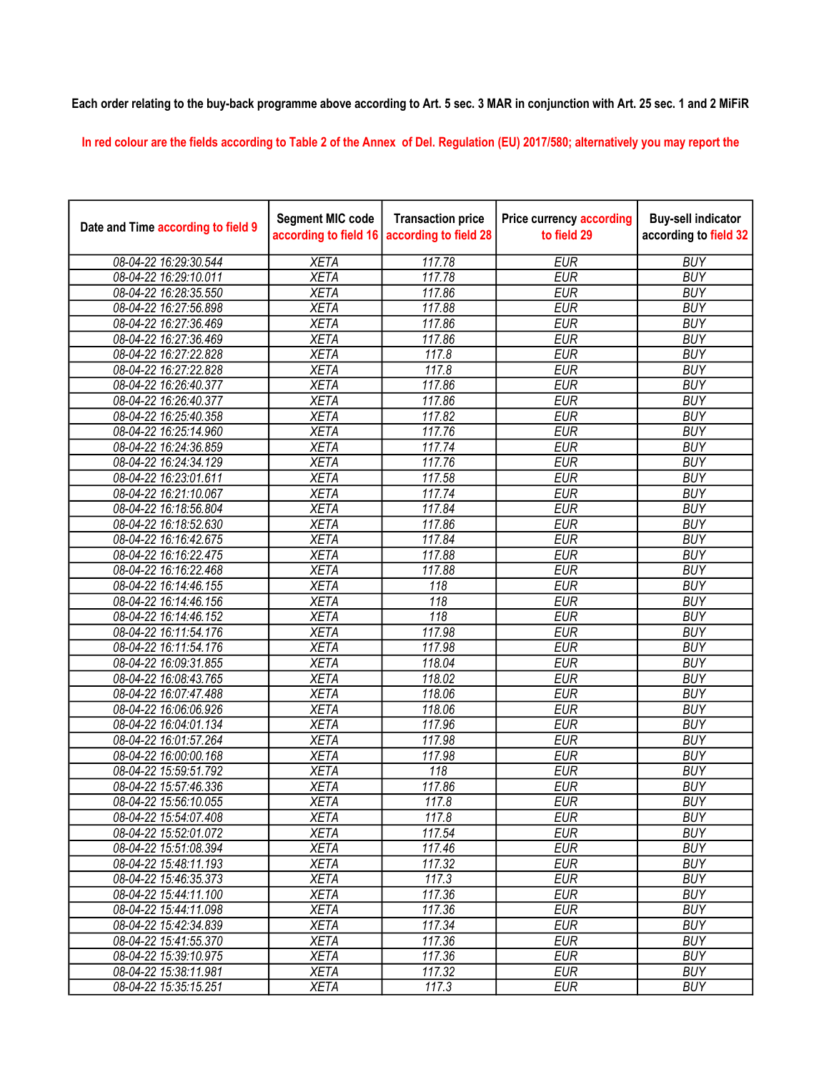Each order relating to the buy-back programme above according to Art. 5 sec. 3 MAR in conjunction with Art. 25 sec. 1 and 2 MiFiR

In red colour are the fields according to Table 2 of the Annex of Del. Regulation (EU) 2017/580; alternatively you may report the

| Date and Time according to field 9 | Segment MIC code according to field 16 | Transaction price according to field 28 | Price currency according to field 29 | Buy-sell indicator according to field 32 |
|---|---|---|---|---|
| 08-04-22 16:29:30.544 | XETA | 117.78 | EUR | BUY |
| 08-04-22 16:29:10.011 | XETA | 117.78 | EUR | BUY |
| 08-04-22 16:28:35.550 | XETA | 117.86 | EUR | BUY |
| 08-04-22 16:27:56.898 | XETA | 117.88 | EUR | BUY |
| 08-04-22 16:27:36.469 | XETA | 117.86 | EUR | BUY |
| 08-04-22 16:27:36.469 | XETA | 117.86 | EUR | BUY |
| 08-04-22 16:27:22.828 | XETA | 117.8 | EUR | BUY |
| 08-04-22 16:27:22.828 | XETA | 117.8 | EUR | BUY |
| 08-04-22 16:26:40.377 | XETA | 117.86 | EUR | BUY |
| 08-04-22 16:26:40.377 | XETA | 117.86 | EUR | BUY |
| 08-04-22 16:25:40.358 | XETA | 117.82 | EUR | BUY |
| 08-04-22 16:25:14.960 | XETA | 117.76 | EUR | BUY |
| 08-04-22 16:24:36.859 | XETA | 117.74 | EUR | BUY |
| 08-04-22 16:24:34.129 | XETA | 117.76 | EUR | BUY |
| 08-04-22 16:23:01.611 | XETA | 117.58 | EUR | BUY |
| 08-04-22 16:21:10.067 | XETA | 117.74 | EUR | BUY |
| 08-04-22 16:18:56.804 | XETA | 117.84 | EUR | BUY |
| 08-04-22 16:18:52.630 | XETA | 117.86 | EUR | BUY |
| 08-04-22 16:16:42.675 | XETA | 117.84 | EUR | BUY |
| 08-04-22 16:16:22.475 | XETA | 117.88 | EUR | BUY |
| 08-04-22 16:16:22.468 | XETA | 117.88 | EUR | BUY |
| 08-04-22 16:14:46.155 | XETA | 118 | EUR | BUY |
| 08-04-22 16:14:46.156 | XETA | 118 | EUR | BUY |
| 08-04-22 16:14:46.152 | XETA | 118 | EUR | BUY |
| 08-04-22 16:11:54.176 | XETA | 117.98 | EUR | BUY |
| 08-04-22 16:11:54.176 | XETA | 117.98 | EUR | BUY |
| 08-04-22 16:09:31.855 | XETA | 118.04 | EUR | BUY |
| 08-04-22 16:08:43.765 | XETA | 118.02 | EUR | BUY |
| 08-04-22 16:07:47.488 | XETA | 118.06 | EUR | BUY |
| 08-04-22 16:06:06.926 | XETA | 118.06 | EUR | BUY |
| 08-04-22 16:04:01.134 | XETA | 117.96 | EUR | BUY |
| 08-04-22 16:01:57.264 | XETA | 117.98 | EUR | BUY |
| 08-04-22 16:00:00.168 | XETA | 117.98 | EUR | BUY |
| 08-04-22 15:59:51.792 | XETA | 118 | EUR | BUY |
| 08-04-22 15:57:46.336 | XETA | 117.86 | EUR | BUY |
| 08-04-22 15:56:10.055 | XETA | 117.8 | EUR | BUY |
| 08-04-22 15:54:07.408 | XETA | 117.8 | EUR | BUY |
| 08-04-22 15:52:01.072 | XETA | 117.54 | EUR | BUY |
| 08-04-22 15:51:08.394 | XETA | 117.46 | EUR | BUY |
| 08-04-22 15:48:11.193 | XETA | 117.32 | EUR | BUY |
| 08-04-22 15:46:35.373 | XETA | 117.3 | EUR | BUY |
| 08-04-22 15:44:11.100 | XETA | 117.36 | EUR | BUY |
| 08-04-22 15:44:11.098 | XETA | 117.36 | EUR | BUY |
| 08-04-22 15:42:34.839 | XETA | 117.34 | EUR | BUY |
| 08-04-22 15:41:55.370 | XETA | 117.36 | EUR | BUY |
| 08-04-22 15:39:10.975 | XETA | 117.36 | EUR | BUY |
| 08-04-22 15:38:11.981 | XETA | 117.32 | EUR | BUY |
| 08-04-22 15:35:15.251 | XETA | 117.3 | EUR | BUY |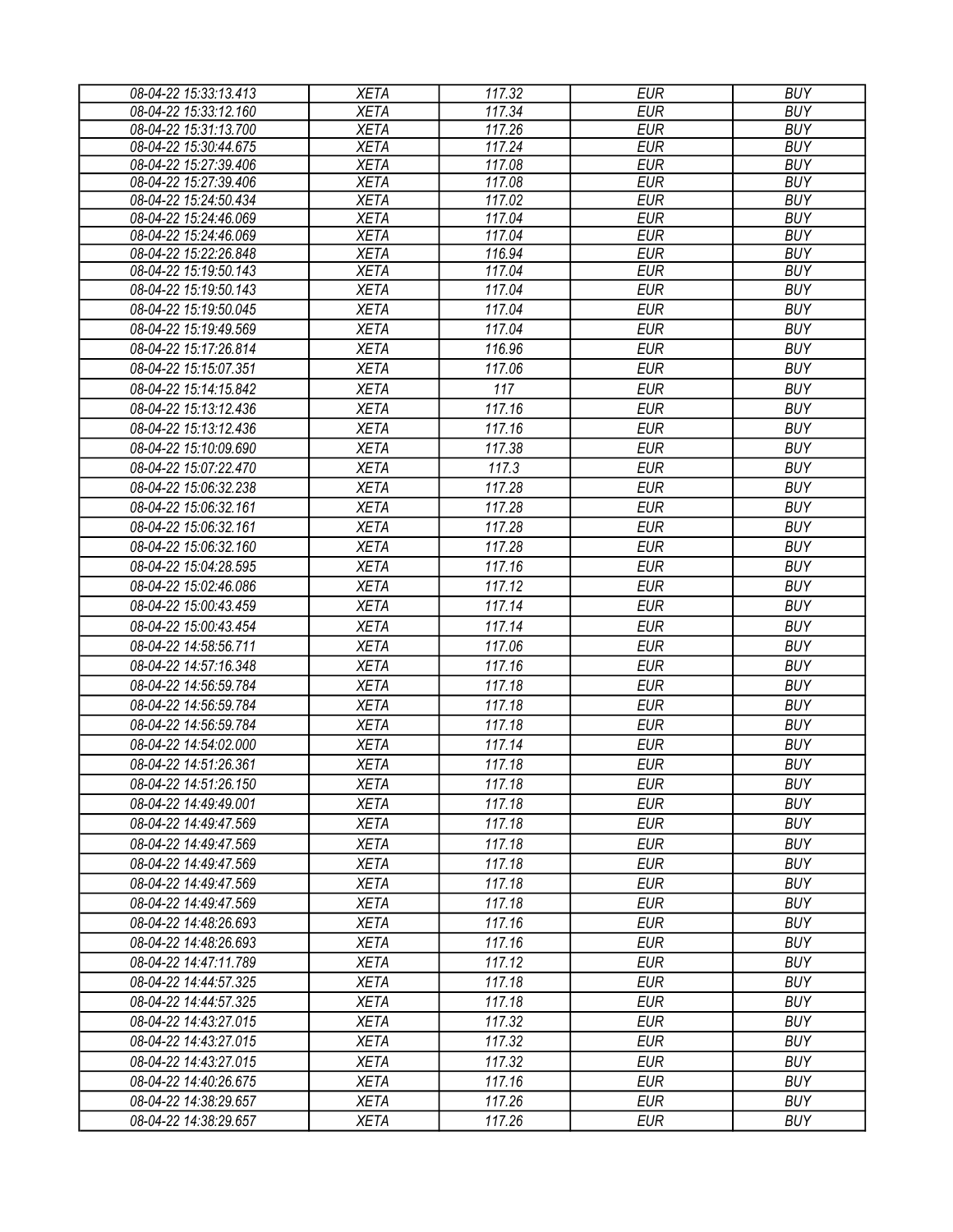| 08-04-22 15:33:13.413 | XETA | 117.32 | EUR | BUY |
|---|---|---|---|---|
| 08-04-22 15:33:12.160 | XETA | 117.34 | EUR | BUY |
| 08-04-22 15:31:13.700 | XETA | 117.26 | EUR | BUY |
| 08-04-22 15:30:44.675 | XETA | 117.24 | EUR | BUY |
| 08-04-22 15:27:39.406 | XETA | 117.08 | EUR | BUY |
| 08-04-22 15:27:39.406 | XETA | 117.08 | EUR | BUY |
| 08-04-22 15:24:50.434 | XETA | 117.02 | EUR | BUY |
| 08-04-22 15:24:46.069 | XETA | 117.04 | EUR | BUY |
| 08-04-22 15:24:46.069 | XETA | 117.04 | EUR | BUY |
| 08-04-22 15:22:26.848 | XETA | 116.94 | EUR | BUY |
| 08-04-22 15:19:50.143 | XETA | 117.04 | EUR | BUY |
| 08-04-22 15:19:50.143 | XETA | 117.04 | EUR | BUY |
| 08-04-22 15:19:50.045 | XETA | 117.04 | EUR | BUY |
| 08-04-22 15:19:49.569 | XETA | 117.04 | EUR | BUY |
| 08-04-22 15:17:26.814 | XETA | 116.96 | EUR | BUY |
| 08-04-22 15:15:07.351 | XETA | 117.06 | EUR | BUY |
| 08-04-22 15:14:15.842 | XETA | 117 | EUR | BUY |
| 08-04-22 15:13:12.436 | XETA | 117.16 | EUR | BUY |
| 08-04-22 15:13:12.436 | XETA | 117.16 | EUR | BUY |
| 08-04-22 15:10:09.690 | XETA | 117.38 | EUR | BUY |
| 08-04-22 15:07:22.470 | XETA | 117.3 | EUR | BUY |
| 08-04-22 15:06:32.238 | XETA | 117.28 | EUR | BUY |
| 08-04-22 15:06:32.161 | XETA | 117.28 | EUR | BUY |
| 08-04-22 15:06:32.161 | XETA | 117.28 | EUR | BUY |
| 08-04-22 15:06:32.160 | XETA | 117.28 | EUR | BUY |
| 08-04-22 15:04:28.595 | XETA | 117.16 | EUR | BUY |
| 08-04-22 15:02:46.086 | XETA | 117.12 | EUR | BUY |
| 08-04-22 15:00:43.459 | XETA | 117.14 | EUR | BUY |
| 08-04-22 15:00:43.454 | XETA | 117.14 | EUR | BUY |
| 08-04-22 14:58:56.711 | XETA | 117.06 | EUR | BUY |
| 08-04-22 14:57:16.348 | XETA | 117.16 | EUR | BUY |
| 08-04-22 14:56:59.784 | XETA | 117.18 | EUR | BUY |
| 08-04-22 14:56:59.784 | XETA | 117.18 | EUR | BUY |
| 08-04-22 14:56:59.784 | XETA | 117.18 | EUR | BUY |
| 08-04-22 14:54:02.000 | XETA | 117.14 | EUR | BUY |
| 08-04-22 14:51:26.361 | XETA | 117.18 | EUR | BUY |
| 08-04-22 14:51:26.150 | XETA | 117.18 | EUR | BUY |
| 08-04-22 14:49:49.001 | XETA | 117.18 | EUR | BUY |
| 08-04-22 14:49:47.569 | XETA | 117.18 | EUR | BUY |
| 08-04-22 14:49:47.569 | XETA | 117.18 | EUR | BUY |
| 08-04-22 14:49:47.569 | XETA | 117.18 | EUR | BUY |
| 08-04-22 14:49:47.569 | XETA | 117.18 | EUR | BUY |
| 08-04-22 14:49:47.569 | XETA | 117.18 | EUR | BUY |
| 08-04-22 14:48:26.693 | XETA | 117.16 | EUR | BUY |
| 08-04-22 14:48:26.693 | XETA | 117.16 | EUR | BUY |
| 08-04-22 14:47:11.789 | XETA | 117.12 | EUR | BUY |
| 08-04-22 14:44:57.325 | XETA | 117.18 | EUR | BUY |
| 08-04-22 14:44:57.325 | XETA | 117.18 | EUR | BUY |
| 08-04-22 14:43:27.015 | XETA | 117.32 | EUR | BUY |
| 08-04-22 14:43:27.015 | XETA | 117.32 | EUR | BUY |
| 08-04-22 14:43:27.015 | XETA | 117.32 | EUR | BUY |
| 08-04-22 14:40:26.675 | XETA | 117.16 | EUR | BUY |
| 08-04-22 14:38:29.657 | XETA | 117.26 | EUR | BUY |
| 08-04-22 14:38:29.657 | XETA | 117.26 | EUR | BUY |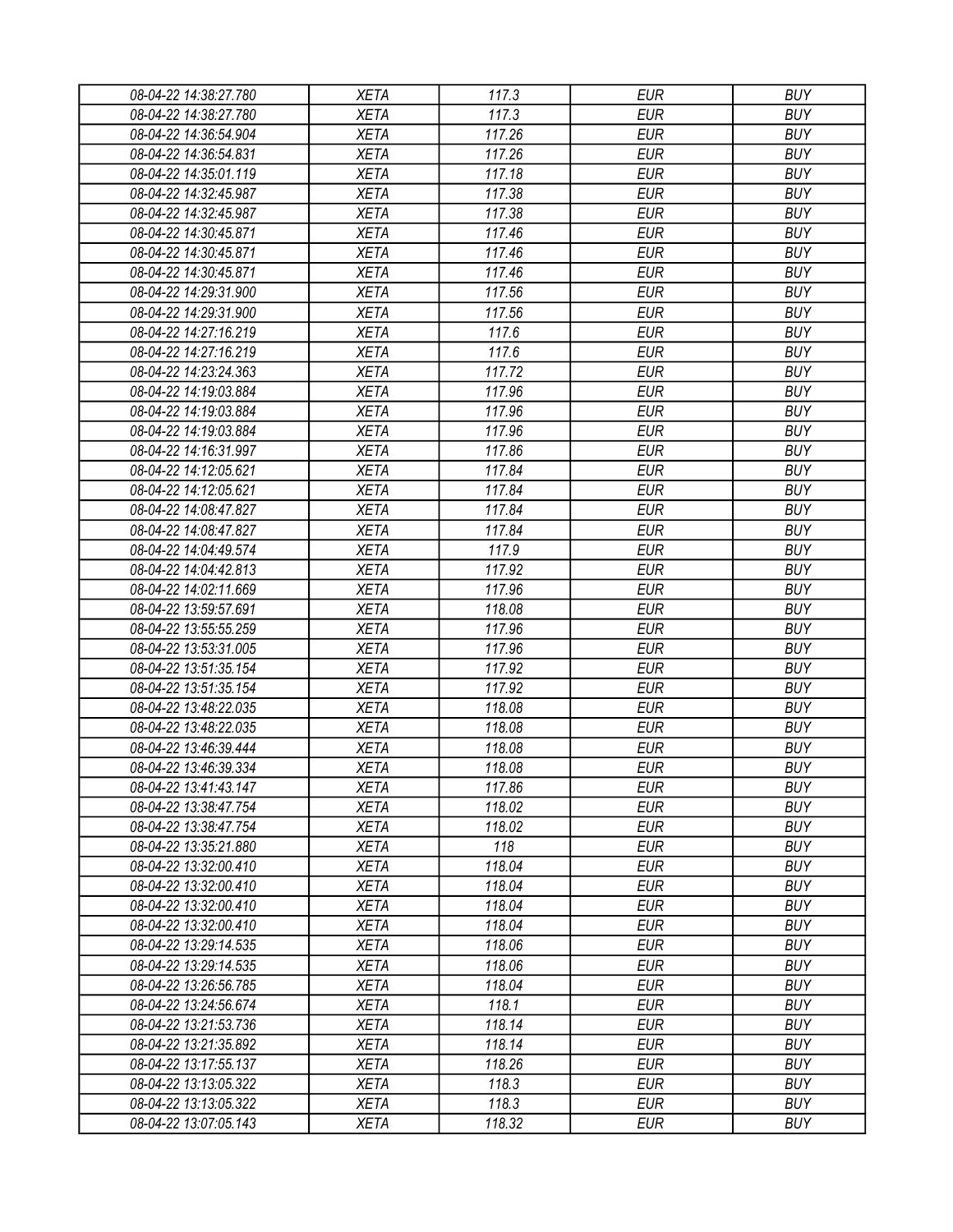| 08-04-22 14:38:27.780 | XETA | 117.3 | EUR | BUY |
|---|---|---|---|---|
| 08-04-22 14:38:27.780 | XETA | 117.3 | EUR | BUY |
| 08-04-22 14:36:54.904 | XETA | 117.26 | EUR | BUY |
| 08-04-22 14:36:54.831 | XETA | 117.26 | EUR | BUY |
| 08-04-22 14:35:01.119 | XETA | 117.18 | EUR | BUY |
| 08-04-22 14:32:45.987 | XETA | 117.38 | EUR | BUY |
| 08-04-22 14:32:45.987 | XETA | 117.38 | EUR | BUY |
| 08-04-22 14:30:45.871 | XETA | 117.46 | EUR | BUY |
| 08-04-22 14:30:45.871 | XETA | 117.46 | EUR | BUY |
| 08-04-22 14:30:45.871 | XETA | 117.46 | EUR | BUY |
| 08-04-22 14:29:31.900 | XETA | 117.56 | EUR | BUY |
| 08-04-22 14:29:31.900 | XETA | 117.56 | EUR | BUY |
| 08-04-22 14:27:16.219 | XETA | 117.6 | EUR | BUY |
| 08-04-22 14:27:16.219 | XETA | 117.6 | EUR | BUY |
| 08-04-22 14:23:24.363 | XETA | 117.72 | EUR | BUY |
| 08-04-22 14:19:03.884 | XETA | 117.96 | EUR | BUY |
| 08-04-22 14:19:03.884 | XETA | 117.96 | EUR | BUY |
| 08-04-22 14:19:03.884 | XETA | 117.96 | EUR | BUY |
| 08-04-22 14:16:31.997 | XETA | 117.86 | EUR | BUY |
| 08-04-22 14:12:05.621 | XETA | 117.84 | EUR | BUY |
| 08-04-22 14:12:05.621 | XETA | 117.84 | EUR | BUY |
| 08-04-22 14:08:47.827 | XETA | 117.84 | EUR | BUY |
| 08-04-22 14:08:47.827 | XETA | 117.84 | EUR | BUY |
| 08-04-22 14:04:49.574 | XETA | 117.9 | EUR | BUY |
| 08-04-22 14:04:42.813 | XETA | 117.92 | EUR | BUY |
| 08-04-22 14:02:11.669 | XETA | 117.96 | EUR | BUY |
| 08-04-22 13:59:57.691 | XETA | 118.08 | EUR | BUY |
| 08-04-22 13:55:55.259 | XETA | 117.96 | EUR | BUY |
| 08-04-22 13:53:31.005 | XETA | 117.96 | EUR | BUY |
| 08-04-22 13:51:35.154 | XETA | 117.92 | EUR | BUY |
| 08-04-22 13:51:35.154 | XETA | 117.92 | EUR | BUY |
| 08-04-22 13:48:22.035 | XETA | 118.08 | EUR | BUY |
| 08-04-22 13:48:22.035 | XETA | 118.08 | EUR | BUY |
| 08-04-22 13:46:39.444 | XETA | 118.08 | EUR | BUY |
| 08-04-22 13:46:39.334 | XETA | 118.08 | EUR | BUY |
| 08-04-22 13:41:43.147 | XETA | 117.86 | EUR | BUY |
| 08-04-22 13:38:47.754 | XETA | 118.02 | EUR | BUY |
| 08-04-22 13:38:47.754 | XETA | 118.02 | EUR | BUY |
| 08-04-22 13:35:21.880 | XETA | 118 | EUR | BUY |
| 08-04-22 13:32:00.410 | XETA | 118.04 | EUR | BUY |
| 08-04-22 13:32:00.410 | XETA | 118.04 | EUR | BUY |
| 08-04-22 13:32:00.410 | XETA | 118.04 | EUR | BUY |
| 08-04-22 13:32:00.410 | XETA | 118.04 | EUR | BUY |
| 08-04-22 13:29:14.535 | XETA | 118.06 | EUR | BUY |
| 08-04-22 13:29:14.535 | XETA | 118.06 | EUR | BUY |
| 08-04-22 13:26:56.785 | XETA | 118.04 | EUR | BUY |
| 08-04-22 13:24:56.674 | XETA | 118.1 | EUR | BUY |
| 08-04-22 13:21:53.736 | XETA | 118.14 | EUR | BUY |
| 08-04-22 13:21:35.892 | XETA | 118.14 | EUR | BUY |
| 08-04-22 13:17:55.137 | XETA | 118.26 | EUR | BUY |
| 08-04-22 13:13:05.322 | XETA | 118.3 | EUR | BUY |
| 08-04-22 13:13:05.322 | XETA | 118.3 | EUR | BUY |
| 08-04-22 13:07:05.143 | XETA | 118.32 | EUR | BUY |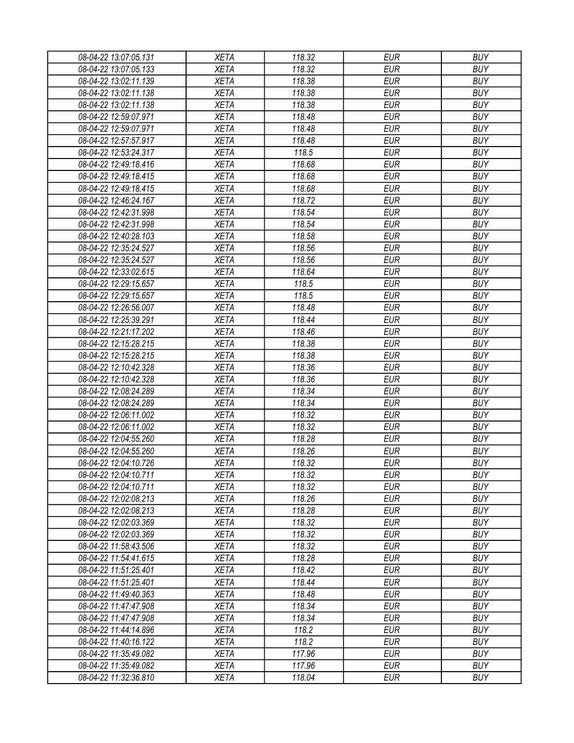| 08-04-22 13:07:05.131 | XETA | 118.32 | EUR | BUY |
|---|---|---|---|---|
| 08-04-22 13:07:05.133 | XETA | 118.32 | EUR | BUY |
| 08-04-22 13:02:11.139 | XETA | 118.38 | EUR | BUY |
| 08-04-22 13:02:11.138 | XETA | 118.38 | EUR | BUY |
| 08-04-22 13:02:11.138 | XETA | 118.38 | EUR | BUY |
| 08-04-22 12:59:07.971 | XETA | 118.48 | EUR | BUY |
| 08-04-22 12:59:07.971 | XETA | 118.48 | EUR | BUY |
| 08-04-22 12:57:57.917 | XETA | 118.48 | EUR | BUY |
| 08-04-22 12:53:24.317 | XETA | 118.5 | EUR | BUY |
| 08-04-22 12:49:18.416 | XETA | 118.68 | EUR | BUY |
| 08-04-22 12:49:18.415 | XETA | 118.68 | EUR | BUY |
| 08-04-22 12:49:18.415 | XETA | 118.68 | EUR | BUY |
| 08-04-22 12:46:24.167 | XETA | 118.72 | EUR | BUY |
| 08-04-22 12:42:31.998 | XETA | 118.54 | EUR | BUY |
| 08-04-22 12:42:31.998 | XETA | 118.54 | EUR | BUY |
| 08-04-22 12:40:28.103 | XETA | 118.58 | EUR | BUY |
| 08-04-22 12:35:24.527 | XETA | 118.56 | EUR | BUY |
| 08-04-22 12:35:24.527 | XETA | 118.56 | EUR | BUY |
| 08-04-22 12:33:02.615 | XETA | 118.64 | EUR | BUY |
| 08-04-22 12:29:15.657 | XETA | 118.5 | EUR | BUY |
| 08-04-22 12:29:15.657 | XETA | 118.5 | EUR | BUY |
| 08-04-22 12:26:56.007 | XETA | 118.48 | EUR | BUY |
| 08-04-22 12:25:39.291 | XETA | 118.44 | EUR | BUY |
| 08-04-22 12:21:17.202 | XETA | 118.46 | EUR | BUY |
| 08-04-22 12:15:28.215 | XETA | 118.38 | EUR | BUY |
| 08-04-22 12:15:28.215 | XETA | 118.38 | EUR | BUY |
| 08-04-22 12:10:42.328 | XETA | 118.36 | EUR | BUY |
| 08-04-22 12:10:42.328 | XETA | 118.36 | EUR | BUY |
| 08-04-22 12:08:24.289 | XETA | 118.34 | EUR | BUY |
| 08-04-22 12:08:24.289 | XETA | 118.34 | EUR | BUY |
| 08-04-22 12:06:11.002 | XETA | 118.32 | EUR | BUY |
| 08-04-22 12:06:11.002 | XETA | 118.32 | EUR | BUY |
| 08-04-22 12:04:55.260 | XETA | 118.28 | EUR | BUY |
| 08-04-22 12:04:55.260 | XETA | 118.26 | EUR | BUY |
| 08-04-22 12:04:10.726 | XETA | 118.32 | EUR | BUY |
| 08-04-22 12:04:10.711 | XETA | 118.32 | EUR | BUY |
| 08-04-22 12:04:10.711 | XETA | 118.32 | EUR | BUY |
| 08-04-22 12:02:08.213 | XETA | 118.26 | EUR | BUY |
| 08-04-22 12:02:08.213 | XETA | 118.28 | EUR | BUY |
| 08-04-22 12:02:03.369 | XETA | 118.32 | EUR | BUY |
| 08-04-22 12:02:03.369 | XETA | 118.32 | EUR | BUY |
| 08-04-22 11:58:43.506 | XETA | 118.32 | EUR | BUY |
| 08-04-22 11:54:41.615 | XETA | 118.28 | EUR | BUY |
| 08-04-22 11:51:25.401 | XETA | 118.42 | EUR | BUY |
| 08-04-22 11:51:25.401 | XETA | 118.44 | EUR | BUY |
| 08-04-22 11:49:40.363 | XETA | 118.48 | EUR | BUY |
| 08-04-22 11:47:47.908 | XETA | 118.34 | EUR | BUY |
| 08-04-22 11:47:47.908 | XETA | 118.34 | EUR | BUY |
| 08-04-22 11:44:14.896 | XETA | 118.2 | EUR | BUY |
| 08-04-22 11:40:16.122 | XETA | 118.2 | EUR | BUY |
| 08-04-22 11:35:49.082 | XETA | 117.96 | EUR | BUY |
| 08-04-22 11:35:49.082 | XETA | 117.96 | EUR | BUY |
| 08-04-22 11:32:36.810 | XETA | 118.04 | EUR | BUY |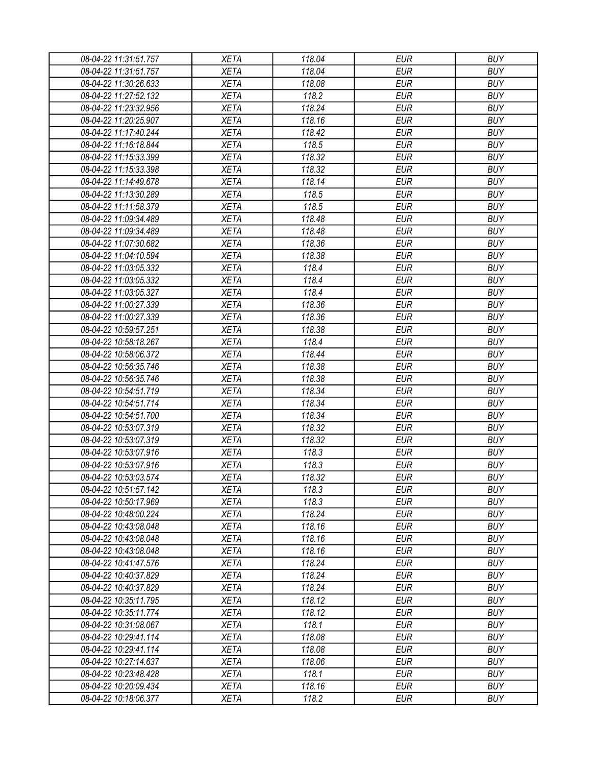| 08-04-22 11:31:51.757 | XETA | 118.04 | EUR | BUY |
|---|---|---|---|---|
| 08-04-22 11:31:51.757 | XETA | 118.04 | EUR | BUY |
| 08-04-22 11:30:26.633 | XETA | 118.08 | EUR | BUY |
| 08-04-22 11:27:52.132 | XETA | 118.2 | EUR | BUY |
| 08-04-22 11:23:32.956 | XETA | 118.24 | EUR | BUY |
| 08-04-22 11:20:25.907 | XETA | 118.16 | EUR | BUY |
| 08-04-22 11:17:40.244 | XETA | 118.42 | EUR | BUY |
| 08-04-22 11:16:18.844 | XETA | 118.5 | EUR | BUY |
| 08-04-22 11:15:33.399 | XETA | 118.32 | EUR | BUY |
| 08-04-22 11:15:33.398 | XETA | 118.32 | EUR | BUY |
| 08-04-22 11:14:49.678 | XETA | 118.14 | EUR | BUY |
| 08-04-22 11:13:30.289 | XETA | 118.5 | EUR | BUY |
| 08-04-22 11:11:58.379 | XETA | 118.5 | EUR | BUY |
| 08-04-22 11:09:34.489 | XETA | 118.48 | EUR | BUY |
| 08-04-22 11:09:34.489 | XETA | 118.48 | EUR | BUY |
| 08-04-22 11:07:30.682 | XETA | 118.36 | EUR | BUY |
| 08-04-22 11:04:10.594 | XETA | 118.38 | EUR | BUY |
| 08-04-22 11:03:05.332 | XETA | 118.4 | EUR | BUY |
| 08-04-22 11:03:05.332 | XETA | 118.4 | EUR | BUY |
| 08-04-22 11:03:05.327 | XETA | 118.4 | EUR | BUY |
| 08-04-22 11:00:27.339 | XETA | 118.36 | EUR | BUY |
| 08-04-22 11:00:27.339 | XETA | 118.36 | EUR | BUY |
| 08-04-22 10:59:57.251 | XETA | 118.38 | EUR | BUY |
| 08-04-22 10:58:18.267 | XETA | 118.4 | EUR | BUY |
| 08-04-22 10:58:06.372 | XETA | 118.44 | EUR | BUY |
| 08-04-22 10:56:35.746 | XETA | 118.38 | EUR | BUY |
| 08-04-22 10:56:35.746 | XETA | 118.38 | EUR | BUY |
| 08-04-22 10:54:51.719 | XETA | 118.34 | EUR | BUY |
| 08-04-22 10:54:51.714 | XETA | 118.34 | EUR | BUY |
| 08-04-22 10:54:51.700 | XETA | 118.34 | EUR | BUY |
| 08-04-22 10:53:07.319 | XETA | 118.32 | EUR | BUY |
| 08-04-22 10:53:07.319 | XETA | 118.32 | EUR | BUY |
| 08-04-22 10:53:07.916 | XETA | 118.3 | EUR | BUY |
| 08-04-22 10:53:07.916 | XETA | 118.3 | EUR | BUY |
| 08-04-22 10:53:03.574 | XETA | 118.32 | EUR | BUY |
| 08-04-22 10:51:57.142 | XETA | 118.3 | EUR | BUY |
| 08-04-22 10:50:17.969 | XETA | 118.3 | EUR | BUY |
| 08-04-22 10:48:00.224 | XETA | 118.24 | EUR | BUY |
| 08-04-22 10:43:08.048 | XETA | 118.16 | EUR | BUY |
| 08-04-22 10:43:08.048 | XETA | 118.16 | EUR | BUY |
| 08-04-22 10:43:08.048 | XETA | 118.16 | EUR | BUY |
| 08-04-22 10:41:47.576 | XETA | 118.24 | EUR | BUY |
| 08-04-22 10:40:37.829 | XETA | 118.24 | EUR | BUY |
| 08-04-22 10:40:37.829 | XETA | 118.24 | EUR | BUY |
| 08-04-22 10:35:11.795 | XETA | 118.12 | EUR | BUY |
| 08-04-22 10:35:11.774 | XETA | 118.12 | EUR | BUY |
| 08-04-22 10:31:08.067 | XETA | 118.1 | EUR | BUY |
| 08-04-22 10:29:41.114 | XETA | 118.08 | EUR | BUY |
| 08-04-22 10:29:41.114 | XETA | 118.08 | EUR | BUY |
| 08-04-22 10:27:14.637 | XETA | 118.06 | EUR | BUY |
| 08-04-22 10:23:48.428 | XETA | 118.1 | EUR | BUY |
| 08-04-22 10:20:09.434 | XETA | 118.16 | EUR | BUY |
| 08-04-22 10:18:06.377 | XETA | 118.2 | EUR | BUY |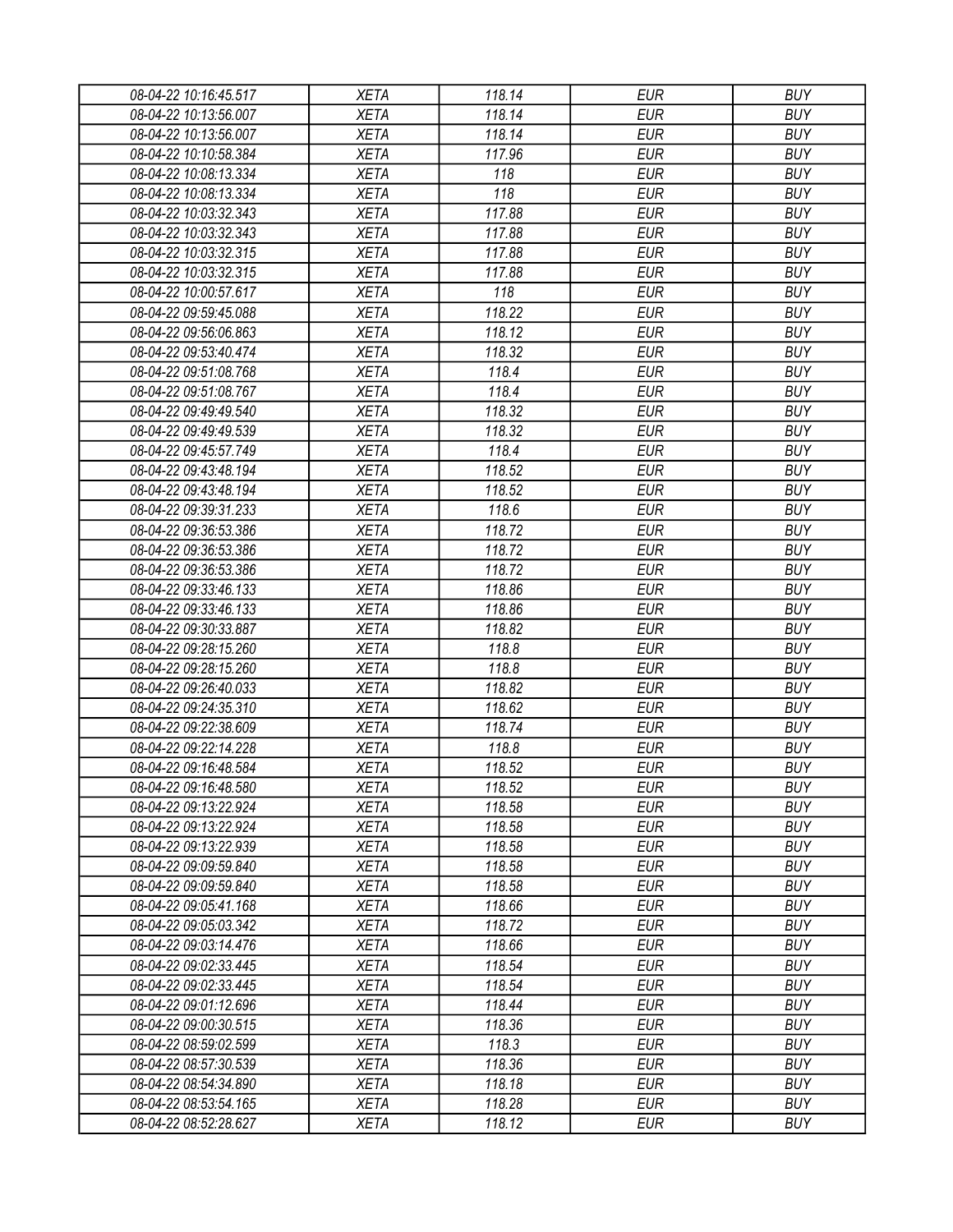| 08-04-22 10:16:45.517 | XETA | 118.14 | EUR | BUY |
|---|---|---|---|---|
| 08-04-22 10:13:56.007 | XETA | 118.14 | EUR | BUY |
| 08-04-22 10:13:56.007 | XETA | 118.14 | EUR | BUY |
| 08-04-22 10:10:58.384 | XETA | 117.96 | EUR | BUY |
| 08-04-22 10:08:13.334 | XETA | 118 | EUR | BUY |
| 08-04-22 10:08:13.334 | XETA | 118 | EUR | BUY |
| 08-04-22 10:03:32.343 | XETA | 117.88 | EUR | BUY |
| 08-04-22 10:03:32.343 | XETA | 117.88 | EUR | BUY |
| 08-04-22 10:03:32.315 | XETA | 117.88 | EUR | BUY |
| 08-04-22 10:03:32.315 | XETA | 117.88 | EUR | BUY |
| 08-04-22 10:00:57.617 | XETA | 118 | EUR | BUY |
| 08-04-22 09:59:45.088 | XETA | 118.22 | EUR | BUY |
| 08-04-22 09:56:06.863 | XETA | 118.12 | EUR | BUY |
| 08-04-22 09:53:40.474 | XETA | 118.32 | EUR | BUY |
| 08-04-22 09:51:08.768 | XETA | 118.4 | EUR | BUY |
| 08-04-22 09:51:08.767 | XETA | 118.4 | EUR | BUY |
| 08-04-22 09:49:49.540 | XETA | 118.32 | EUR | BUY |
| 08-04-22 09:49:49.539 | XETA | 118.32 | EUR | BUY |
| 08-04-22 09:45:57.749 | XETA | 118.4 | EUR | BUY |
| 08-04-22 09:43:48.194 | XETA | 118.52 | EUR | BUY |
| 08-04-22 09:43:48.194 | XETA | 118.52 | EUR | BUY |
| 08-04-22 09:39:31.233 | XETA | 118.6 | EUR | BUY |
| 08-04-22 09:36:53.386 | XETA | 118.72 | EUR | BUY |
| 08-04-22 09:36:53.386 | XETA | 118.72 | EUR | BUY |
| 08-04-22 09:36:53.386 | XETA | 118.72 | EUR | BUY |
| 08-04-22 09:33:46.133 | XETA | 118.86 | EUR | BUY |
| 08-04-22 09:33:46.133 | XETA | 118.86 | EUR | BUY |
| 08-04-22 09:30:33.887 | XETA | 118.82 | EUR | BUY |
| 08-04-22 09:28:15.260 | XETA | 118.8 | EUR | BUY |
| 08-04-22 09:28:15.260 | XETA | 118.8 | EUR | BUY |
| 08-04-22 09:26:40.033 | XETA | 118.82 | EUR | BUY |
| 08-04-22 09:24:35.310 | XETA | 118.62 | EUR | BUY |
| 08-04-22 09:22:38.609 | XETA | 118.74 | EUR | BUY |
| 08-04-22 09:22:14.228 | XETA | 118.8 | EUR | BUY |
| 08-04-22 09:16:48.584 | XETA | 118.52 | EUR | BUY |
| 08-04-22 09:16:48.580 | XETA | 118.52 | EUR | BUY |
| 08-04-22 09:13:22.924 | XETA | 118.58 | EUR | BUY |
| 08-04-22 09:13:22.924 | XETA | 118.58 | EUR | BUY |
| 08-04-22 09:13:22.939 | XETA | 118.58 | EUR | BUY |
| 08-04-22 09:09:59.840 | XETA | 118.58 | EUR | BUY |
| 08-04-22 09:09:59.840 | XETA | 118.58 | EUR | BUY |
| 08-04-22 09:05:41.168 | XETA | 118.66 | EUR | BUY |
| 08-04-22 09:05:03.342 | XETA | 118.72 | EUR | BUY |
| 08-04-22 09:03:14.476 | XETA | 118.66 | EUR | BUY |
| 08-04-22 09:02:33.445 | XETA | 118.54 | EUR | BUY |
| 08-04-22 09:02:33.445 | XETA | 118.54 | EUR | BUY |
| 08-04-22 09:01:12.696 | XETA | 118.44 | EUR | BUY |
| 08-04-22 09:00:30.515 | XETA | 118.36 | EUR | BUY |
| 08-04-22 08:59:02.599 | XETA | 118.3 | EUR | BUY |
| 08-04-22 08:57:30.539 | XETA | 118.36 | EUR | BUY |
| 08-04-22 08:54:34.890 | XETA | 118.18 | EUR | BUY |
| 08-04-22 08:53:54.165 | XETA | 118.28 | EUR | BUY |
| 08-04-22 08:52:28.627 | XETA | 118.12 | EUR | BUY |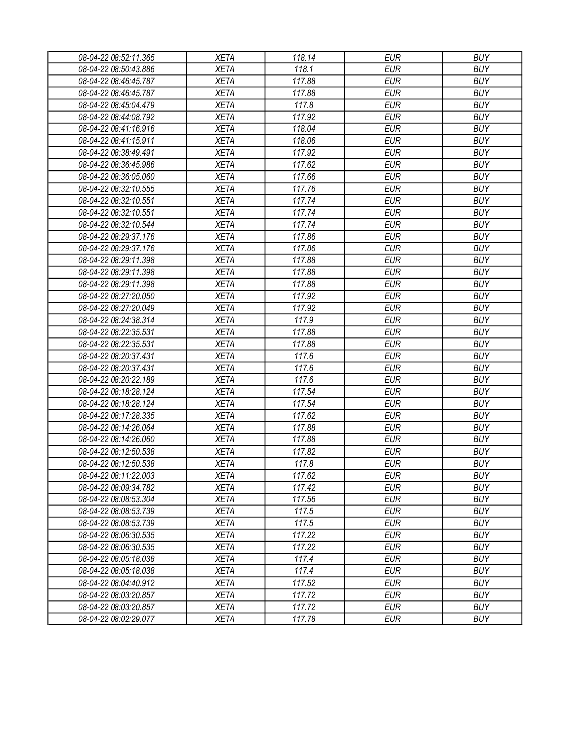| | | | | |
|---|---|---|---|---|
| *08-04-22 08:52:11.365* | *XETA* | *118.14* | *EUR* | *BUY* |
| *08-04-22 08:50:43.886* | *XETA* | *118.1* | *EUR* | *BUY* |
| *08-04-22 08:46:45.787* | *XETA* | *117.88* | *EUR* | *BUY* |
| *08-04-22 08:46:45.787* | *XETA* | *117.88* | *EUR* | *BUY* |
| *08-04-22 08:45:04.479* | *XETA* | *117.8* | *EUR* | *BUY* |
| *08-04-22 08:44:08.792* | *XETA* | *117.92* | *EUR* | *BUY* |
| *08-04-22 08:41:16.916* | *XETA* | *118.04* | *EUR* | *BUY* |
| *08-04-22 08:41:15.911* | *XETA* | *118.06* | *EUR* | *BUY* |
| *08-04-22 08:38:49.491* | *XETA* | *117.92* | *EUR* | *BUY* |
| *08-04-22 08:36:45.986* | *XETA* | *117.62* | *EUR* | *BUY* |
| *08-04-22 08:36:05.060* | *XETA* | *117.66* | *EUR* | *BUY* |
| *08-04-22 08:32:10.555* | *XETA* | *117.76* | *EUR* | *BUY* |
| *08-04-22 08:32:10.551* | *XETA* | *117.74* | *EUR* | *BUY* |
| *08-04-22 08:32:10.551* | *XETA* | *117.74* | *EUR* | *BUY* |
| *08-04-22 08:32:10.544* | *XETA* | *117.74* | *EUR* | *BUY* |
| *08-04-22 08:29:37.176* | *XETA* | *117.86* | *EUR* | *BUY* |
| *08-04-22 08:29:37.176* | *XETA* | *117.86* | *EUR* | *BUY* |
| *08-04-22 08:29:11.398* | *XETA* | *117.88* | *EUR* | *BUY* |
| *08-04-22 08:29:11.398* | *XETA* | *117.88* | *EUR* | *BUY* |
| *08-04-22 08:29:11.398* | *XETA* | *117.88* | *EUR* | *BUY* |
| *08-04-22 08:27:20.050* | *XETA* | *117.92* | *EUR* | *BUY* |
| *08-04-22 08:27:20.049* | *XETA* | *117.92* | *EUR* | *BUY* |
| *08-04-22 08:24:38.314* | *XETA* | *117.9* | *EUR* | *BUY* |
| *08-04-22 08:22:35.531* | *XETA* | *117.88* | *EUR* | *BUY* |
| *08-04-22 08:22:35.531* | *XETA* | *117.88* | *EUR* | *BUY* |
| *08-04-22 08:20:37.431* | *XETA* | *117.6* | *EUR* | *BUY* |
| *08-04-22 08:20:37.431* | *XETA* | *117.6* | *EUR* | *BUY* |
| *08-04-22 08:20:22.189* | *XETA* | *117.6* | *EUR* | *BUY* |
| *08-04-22 08:18:28.124* | *XETA* | *117.54* | *EUR* | *BUY* |
| *08-04-22 08:18:28.124* | *XETA* | *117.54* | *EUR* | *BUY* |
| *08-04-22 08:17:28.335* | *XETA* | *117.62* | *EUR* | *BUY* |
| *08-04-22 08:14:26.064* | *XETA* | *117.88* | *EUR* | *BUY* |
| *08-04-22 08:14:26.060* | *XETA* | *117.88* | *EUR* | *BUY* |
| *08-04-22 08:12:50.538* | *XETA* | *117.82* | *EUR* | *BUY* |
| *08-04-22 08:12:50.538* | *XETA* | *117.8* | *EUR* | *BUY* |
| *08-04-22 08:11:22.003* | *XETA* | *117.62* | *EUR* | *BUY* |
| *08-04-22 08:09:34.782* | *XETA* | *117.42* | *EUR* | *BUY* |
| *08-04-22 08:08:53.304* | *XETA* | *117.56* | *EUR* | *BUY* |
| *08-04-22 08:08:53.739* | *XETA* | *117.5* | *EUR* | *BUY* |
| *08-04-22 08:08:53.739* | *XETA* | *117.5* | *EUR* | *BUY* |
| *08-04-22 08:06:30.535* | *XETA* | *117.22* | *EUR* | *BUY* |
| *08-04-22 08:06:30.535* | *XETA* | *117.22* | *EUR* | *BUY* |
| *08-04-22 08:05:18.038* | *XETA* | *117.4* | *EUR* | *BUY* |
| *08-04-22 08:05:18.038* | *XETA* | *117.4* | *EUR* | *BUY* |
| *08-04-22 08:04:40.912* | *XETA* | *117.52* | *EUR* | *BUY* |
| *08-04-22 08:03:20.857* | *XETA* | *117.72* | *EUR* | *BUY* |
| *08-04-22 08:03:20.857* | *XETA* | *117.72* | *EUR* | *BUY* |
| *08-04-22 08:02:29.077* | *XETA* | *117.78* | *EUR* | *BUY* |